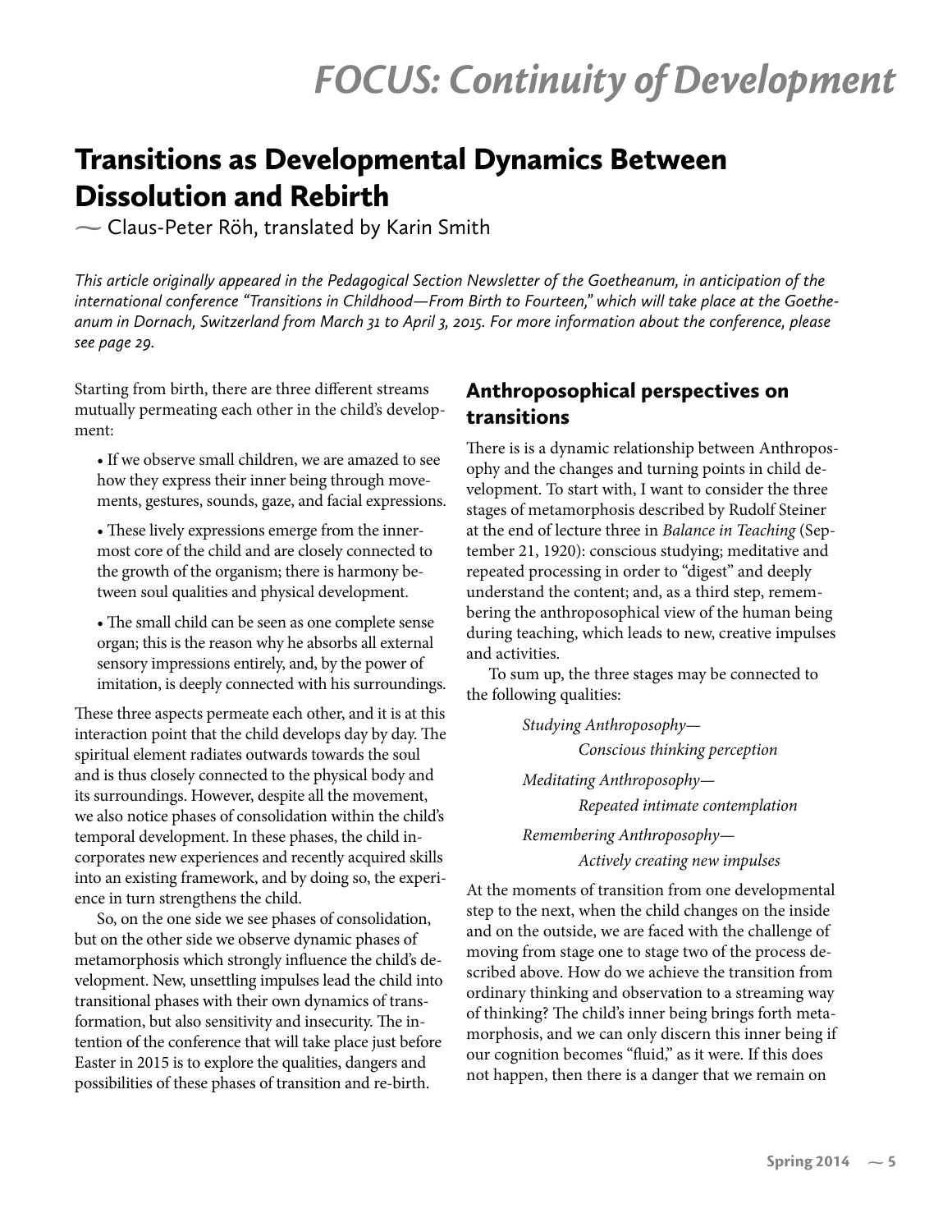# FOCUS: Continuity of Development

## Transitions as Developmental Dynamics Between Dissolution and Rebirth

— Claus-Peter Röh, translated by Karin Smith

*This article originally appeared in the Pedagogical Section Newsletter of the Goetheanum, in anticipation of the international conference "Transitions in Childhood—From Birth to Fourteen," which will take place at the Goetheanum in Dornach, Switzerland from March 31 to April 3, 2015. For more information about the conference, please see page 29.*

Starting from birth, there are three different streams mutually permeating each other in the child's development:

- If we observe small children, we are amazed to see how they express their inner being through movements, gestures, sounds, gaze, and facial expressions.
- These lively expressions emerge from the innermost core of the child and are closely connected to the growth of the organism; there is harmony between soul qualities and physical development.
- The small child can be seen as one complete sense organ; this is the reason why he absorbs all external sensory impressions entirely, and, by the power of imitation, is deeply connected with his surroundings.

These three aspects permeate each other, and it is at this interaction point that the child develops day by day. The spiritual element radiates outwards towards the soul and is thus closely connected to the physical body and its surroundings. However, despite all the movement, we also notice phases of consolidation within the child's temporal development. In these phases, the child incorporates new experiences and recently acquired skills into an existing framework, and by doing so, the experience in turn strengthens the child.

So, on the one side we see phases of consolidation, but on the other side we observe dynamic phases of metamorphosis which strongly influence the child's development. New, unsettling impulses lead the child into transitional phases with their own dynamics of transformation, but also sensitivity and insecurity. The intention of the conference that will take place just before Easter in 2015 is to explore the qualities, dangers and possibilities of these phases of transition and re-birth.

### Anthroposophical perspectives on transitions

There is is a dynamic relationship between Anthroposophy and the changes and turning points in child development. To start with, I want to consider the three stages of metamorphosis described by Rudolf Steiner at the end of lecture three in *Balance in Teaching* (September 21, 1920): conscious studying; meditative and repeated processing in order to "digest" and deeply understand the content; and, as a third step, remembering the anthroposophical view of the human being during teaching, which leads to new, creative impulses and activities.

To sum up, the three stages may be connected to the following qualities:

*Studying Anthroposophy—*
*Conscious thinking perception*

*Meditating Anthroposophy—*
*Repeated intimate contemplation*

*Remembering Anthroposophy—*
*Actively creating new impulses*

At the moments of transition from one developmental step to the next, when the child changes on the inside and on the outside, we are faced with the challenge of moving from stage one to stage two of the process described above. How do we achieve the transition from ordinary thinking and observation to a streaming way of thinking? The child's inner being brings forth metamorphosis, and we can only discern this inner being if our cognition becomes "fluid," as it were. If this does not happen, then there is a danger that we remain on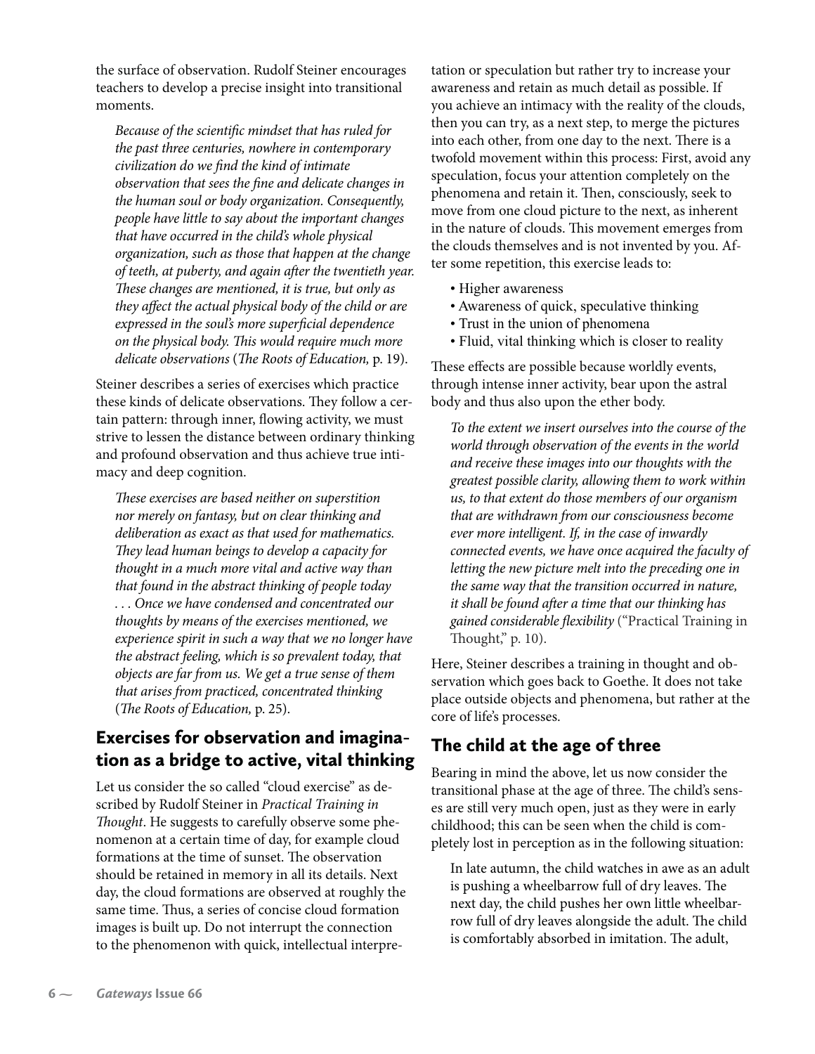the surface of observation. Rudolf Steiner encourages teachers to develop a precise insight into transitional moments.

> *Because of the scientific mindset that has ruled for the past three centuries, nowhere in contemporary civilization do we find the kind of intimate observation that sees the fine and delicate changes in the human soul or body organization. Consequently, people have little to say about the important changes that have occurred in the child's whole physical organization, such as those that happen at the change of teeth, at puberty, and again after the twentieth year. These changes are mentioned, it is true, but only as they affect the actual physical body of the child or are expressed in the soul's more superficial dependence on the physical body. This would require much more delicate observations* (*The Roots of Education,* p. 19).

Steiner describes a series of exercises which practice these kinds of delicate observations. They follow a certain pattern: through inner, flowing activity, we must strive to lessen the distance between ordinary thinking and profound observation and thus achieve true intimacy and deep cognition.

> *These exercises are based neither on superstition nor merely on fantasy, but on clear thinking and deliberation as exact as that used for mathematics. They lead human beings to develop a capacity for thought in a much more vital and active way than that found in the abstract thinking of people today . . . Once we have condensed and concentrated our thoughts by means of the exercises mentioned, we experience spirit in such a way that we no longer have the abstract feeling, which is so prevalent today, that objects are far from us. We get a true sense of them that arises from practiced, concentrated thinking* (*The Roots of Education,* p. 25).

## Exercises for observation and imagination as a bridge to active, vital thinking

Let us consider the so called "cloud exercise" as described by Rudolf Steiner in *Practical Training in Thought*. He suggests to carefully observe some phenomenon at a certain time of day, for example cloud formations at the time of sunset. The observation should be retained in memory in all its details. Next day, the cloud formations are observed at roughly the same time. Thus, a series of concise cloud formation images is built up. Do not interrupt the connection to the phenomenon with quick, intellectual interpretation or speculation but rather try to increase your awareness and retain as much detail as possible. If you achieve an intimacy with the reality of the clouds, then you can try, as a next step, to merge the pictures into each other, from one day to the next. There is a twofold movement within this process: First, avoid any speculation, focus your attention completely on the phenomena and retain it. Then, consciously, seek to move from one cloud picture to the next, as inherent in the nature of clouds. This movement emerges from the clouds themselves and is not invented by you. After some repetition, this exercise leads to:

- Higher awareness
- Awareness of quick, speculative thinking
- Trust in the union of phenomena
- Fluid, vital thinking which is closer to reality

These effects are possible because worldly events, through intense inner activity, bear upon the astral body and thus also upon the ether body.

> *To the extent we insert ourselves into the course of the world through observation of the events in the world and receive these images into our thoughts with the greatest possible clarity, allowing them to work within us, to that extent do those members of our organism that are withdrawn from our consciousness become ever more intelligent. If, in the case of inwardly connected events, we have once acquired the faculty of letting the new picture melt into the preceding one in the same way that the transition occurred in nature, it shall be found after a time that our thinking has gained considerable flexibility* ("Practical Training in Thought," p. 10).

Here, Steiner describes a training in thought and observation which goes back to Goethe. It does not take place outside objects and phenomena, but rather at the core of life's processes.

## The child at the age of three

Bearing in mind the above, let us now consider the transitional phase at the age of three. The child's senses are still very much open, just as they were in early childhood; this can be seen when the child is completely lost in perception as in the following situation:

> In late autumn, the child watches in awe as an adult is pushing a wheelbarrow full of dry leaves. The next day, the child pushes her own little wheelbarrow full of dry leaves alongside the adult. The child is comfortably absorbed in imitation. The adult,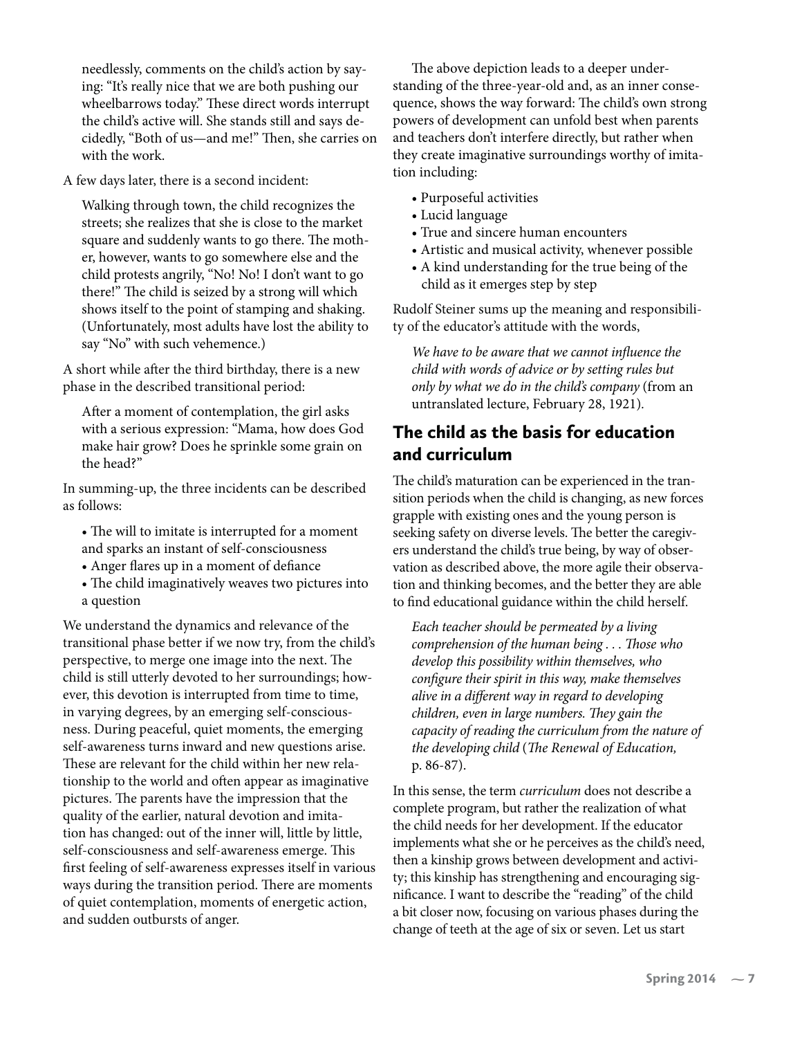needlessly, comments on the child's action by saying: "It's really nice that we are both pushing our wheelbarrows today." These direct words interrupt the child's active will. She stands still and says decidedly, "Both of us—and me!" Then, she carries on with the work.

A few days later, there is a second incident:

> Walking through town, the child recognizes the streets; she realizes that she is close to the market square and suddenly wants to go there. The mother, however, wants to go somewhere else and the child protests angrily, "No! No! I don't want to go there!" The child is seized by a strong will which shows itself to the point of stamping and shaking. (Unfortunately, most adults have lost the ability to say "No" with such vehemence.)

A short while after the third birthday, there is a new phase in the described transitional period:

> After a moment of contemplation, the girl asks with a serious expression: "Mama, how does God make hair grow? Does he sprinkle some grain on the head?"

In summing-up, the three incidents can be described as follows:

- The will to imitate is interrupted for a moment and sparks an instant of self-consciousness
- Anger flares up in a moment of defiance
- The child imaginatively weaves two pictures into a question

We understand the dynamics and relevance of the transitional phase better if we now try, from the child's perspective, to merge one image into the next. The child is still utterly devoted to her surroundings; however, this devotion is interrupted from time to time, in varying degrees, by an emerging self-consciousness. During peaceful, quiet moments, the emerging self-awareness turns inward and new questions arise. These are relevant for the child within her new relationship to the world and often appear as imaginative pictures. The parents have the impression that the quality of the earlier, natural devotion and imitation has changed: out of the inner will, little by little, self-consciousness and self-awareness emerge. This first feeling of self-awareness expresses itself in various ways during the transition period. There are moments of quiet contemplation, moments of energetic action, and sudden outbursts of anger.

The above depiction leads to a deeper understanding of the three-year-old and, as an inner consequence, shows the way forward: The child's own strong powers of development can unfold best when parents and teachers don't interfere directly, but rather when they create imaginative surroundings worthy of imitation including:

- Purposeful activities
- Lucid language
- True and sincere human encounters
- Artistic and musical activity, whenever possible
- A kind understanding for the true being of the child as it emerges step by step

Rudolf Steiner sums up the meaning and responsibility of the educator's attitude with the words,

> *We have to be aware that we cannot influence the child with words of advice or by setting rules but only by what we do in the child's company* (from an untranslated lecture, February 28, 1921).

## The child as the basis for education and curriculum

The child's maturation can be experienced in the transition periods when the child is changing, as new forces grapple with existing ones and the young person is seeking safety on diverse levels. The better the caregivers understand the child's true being, by way of observation as described above, the more agile their observation and thinking becomes, and the better they are able to find educational guidance within the child herself.

> *Each teacher should be permeated by a living comprehension of the human being . . . Those who develop this possibility within themselves, who configure their spirit in this way, make themselves alive in a different way in regard to developing children, even in large numbers. They gain the capacity of reading the curriculum from the nature of the developing child* (*The Renewal of Education,* p. 86-87).

In this sense, the term *curriculum* does not describe a complete program, but rather the realization of what the child needs for her development. If the educator implements what she or he perceives as the child's need, then a kinship grows between development and activity; this kinship has strengthening and encouraging significance. I want to describe the "reading" of the child a bit closer now, focusing on various phases during the change of teeth at the age of six or seven. Let us start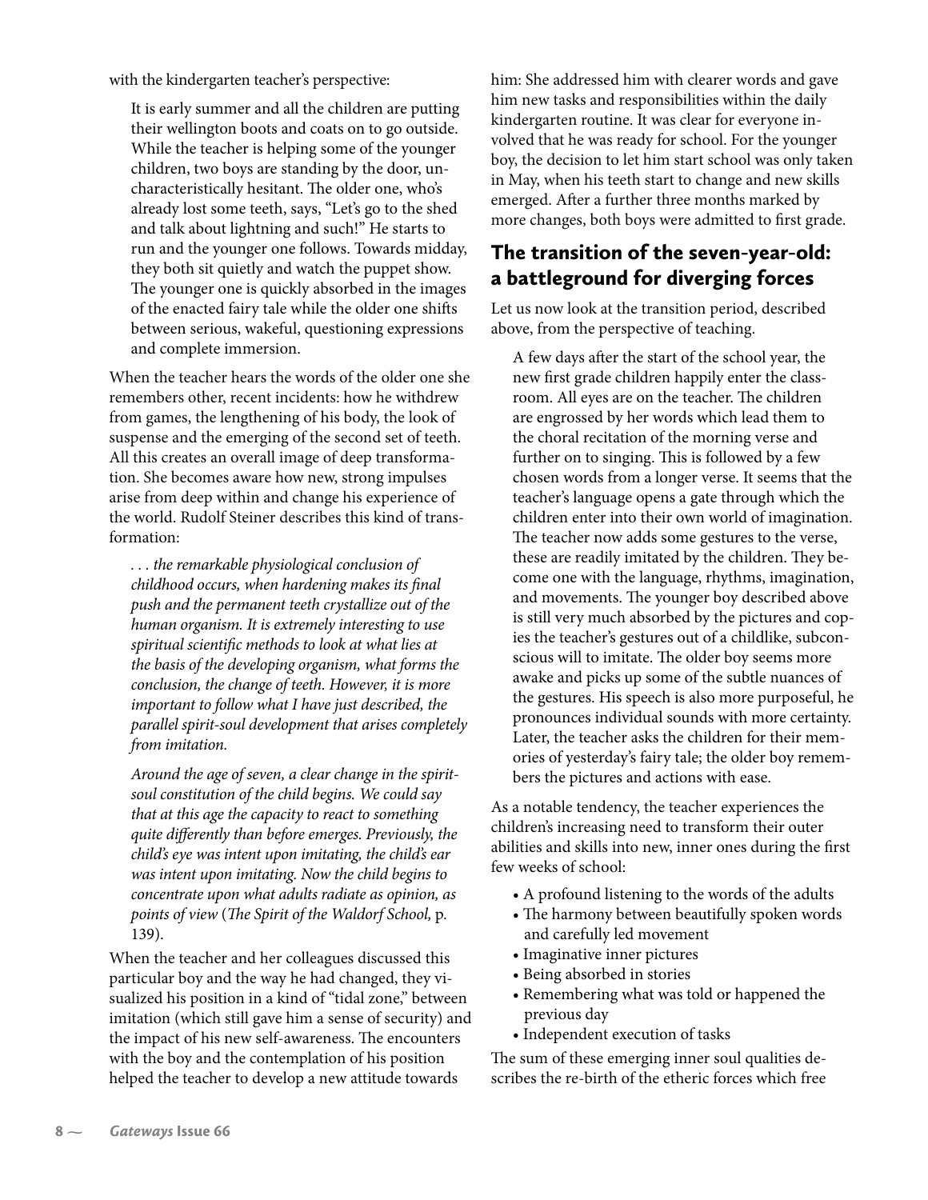with the kindergarten teacher's perspective:

> It is early summer and all the children are putting their wellington boots and coats on to go outside. While the teacher is helping some of the younger children, two boys are standing by the door, uncharacteristically hesitant. The older one, who's already lost some teeth, says, "Let's go to the shed and talk about lightning and such!" He starts to run and the younger one follows. Towards midday, they both sit quietly and watch the puppet show. The younger one is quickly absorbed in the images of the enacted fairy tale while the older one shifts between serious, wakeful, questioning expressions and complete immersion.

When the teacher hears the words of the older one she remembers other, recent incidents: how he withdrew from games, the lengthening of his body, the look of suspense and the emerging of the second set of teeth. All this creates an overall image of deep transformation. She becomes aware how new, strong impulses arise from deep within and change his experience of the world. Rudolf Steiner describes this kind of transformation:

> *. . . the remarkable physiological conclusion of childhood occurs, when hardening makes its final push and the permanent teeth crystallize out of the human organism. It is extremely interesting to use spiritual scientific methods to look at what lies at the basis of the developing organism, what forms the conclusion, the change of teeth. However, it is more important to follow what I have just described, the parallel spirit-soul development that arises completely from imitation.*
>
> *Around the age of seven, a clear change in the spirit-soul constitution of the child begins. We could say that at this age the capacity to react to something quite differently than before emerges. Previously, the child's eye was intent upon imitating, the child's ear was intent upon imitating. Now the child begins to concentrate upon what adults radiate as opinion, as points of view* (*The Spirit of the Waldorf School,* p. 139).

When the teacher and her colleagues discussed this particular boy and the way he had changed, they visualized his position in a kind of "tidal zone," between imitation (which still gave him a sense of security) and the impact of his new self-awareness. The encounters with the boy and the contemplation of his position helped the teacher to develop a new attitude towards him: She addressed him with clearer words and gave him new tasks and responsibilities within the daily kindergarten routine. It was clear for everyone involved that he was ready for school. For the younger boy, the decision to let him start school was only taken in May, when his teeth start to change and new skills emerged. After a further three months marked by more changes, both boys were admitted to first grade.

## The transition of the seven-year-old: a battleground for diverging forces

Let us now look at the transition period, described above, from the perspective of teaching.

> A few days after the start of the school year, the new first grade children happily enter the classroom. All eyes are on the teacher. The children are engrossed by her words which lead them to the choral recitation of the morning verse and further on to singing. This is followed by a few chosen words from a longer verse. It seems that the teacher's language opens a gate through which the children enter into their own world of imagination. The teacher now adds some gestures to the verse, these are readily imitated by the children. They become one with the language, rhythms, imagination, and movements. The younger boy described above is still very much absorbed by the pictures and copies the teacher's gestures out of a childlike, subconscious will to imitate. The older boy seems more awake and picks up some of the subtle nuances of the gestures. His speech is also more purposeful, he pronounces individual sounds with more certainty. Later, the teacher asks the children for their memories of yesterday's fairy tale; the older boy remembers the pictures and actions with ease.

As a notable tendency, the teacher experiences the children's increasing need to transform their outer abilities and skills into new, inner ones during the first few weeks of school:

- A profound listening to the words of the adults
- The harmony between beautifully spoken words and carefully led movement
- Imaginative inner pictures
- Being absorbed in stories
- Remembering what was told or happened the previous day
- Independent execution of tasks

The sum of these emerging inner soul qualities describes the re-birth of the etheric forces which free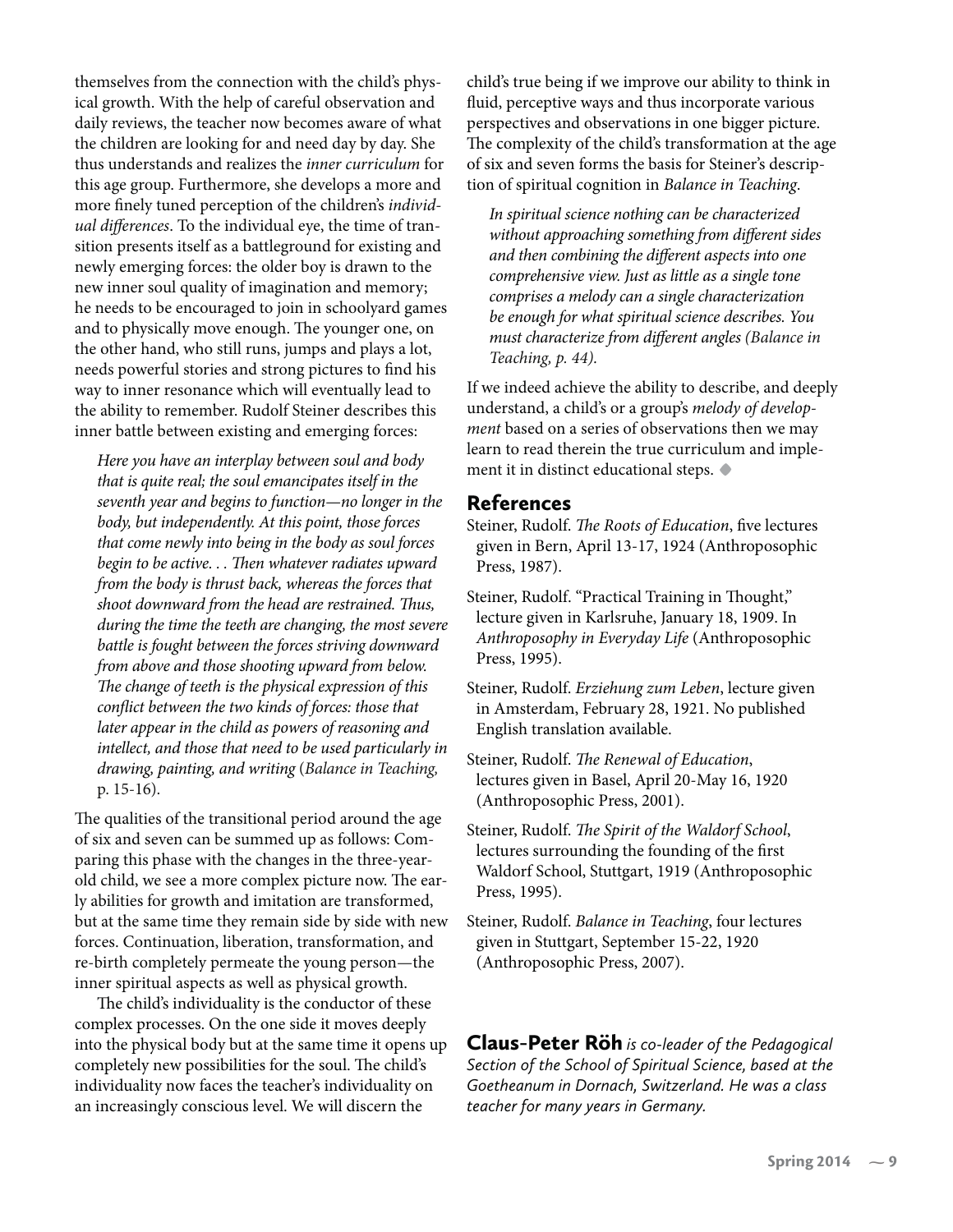themselves from the connection with the child's physical growth. With the help of careful observation and daily reviews, the teacher now becomes aware of what the children are looking for and need day by day. She thus understands and realizes the *inner curriculum* for this age group. Furthermore, she develops a more and more finely tuned perception of the children's *individual differences*. To the individual eye, the time of transition presents itself as a battleground for existing and newly emerging forces: the older boy is drawn to the new inner soul quality of imagination and memory; he needs to be encouraged to join in schoolyard games and to physically move enough. The younger one, on the other hand, who still runs, jumps and plays a lot, needs powerful stories and strong pictures to find his way to inner resonance which will eventually lead to the ability to remember. Rudolf Steiner describes this inner battle between existing and emerging forces:

> *Here you have an interplay between soul and body that is quite real; the soul emancipates itself in the seventh year and begins to function—no longer in the body, but independently. At this point, those forces that come newly into being in the body as soul forces begin to be active. . . Then whatever radiates upward from the body is thrust back, whereas the forces that shoot downward from the head are restrained. Thus, during the time the teeth are changing, the most severe battle is fought between the forces striving downward from above and those shooting upward from below. The change of teeth is the physical expression of this conflict between the two kinds of forces: those that later appear in the child as powers of reasoning and intellect, and those that need to be used particularly in drawing, painting, and writing* (*Balance in Teaching,* p. 15-16).

The qualities of the transitional period around the age of six and seven can be summed up as follows: Comparing this phase with the changes in the three-year-old child, we see a more complex picture now. The early abilities for growth and imitation are transformed, but at the same time they remain side by side with new forces. Continuation, liberation, transformation, and re-birth completely permeate the young person—the inner spiritual aspects as well as physical growth.

The child's individuality is the conductor of these complex processes. On the one side it moves deeply into the physical body but at the same time it opens up completely new possibilities for the soul. The child's individuality now faces the teacher's individuality on an increasingly conscious level. We will discern the child's true being if we improve our ability to think in fluid, perceptive ways and thus incorporate various perspectives and observations in one bigger picture. The complexity of the child's transformation at the age of six and seven forms the basis for Steiner's description of spiritual cognition in *Balance in Teaching*.

> *In spiritual science nothing can be characterized without approaching something from different sides and then combining the different aspects into one comprehensive view. Just as little as a single tone comprises a melody can a single characterization be enough for what spiritual science describes. You must characterize from different angles (Balance in Teaching, p. 44).*

If we indeed achieve the ability to describe, and deeply understand, a child's or a group's *melody of development* based on a series of observations then we may learn to read therein the true curriculum and implement it in distinct educational steps. ◆

## References

Steiner, Rudolf. *The Roots of Education*, five lectures given in Bern, April 13-17, 1924 (Anthroposophic Press, 1987).

Steiner, Rudolf. "Practical Training in Thought," lecture given in Karlsruhe, January 18, 1909. In *Anthroposophy in Everyday Life* (Anthroposophic Press, 1995).

Steiner, Rudolf. *Erziehung zum Leben*, lecture given in Amsterdam, February 28, 1921. No published English translation available.

Steiner, Rudolf. *The Renewal of Education*, lectures given in Basel, April 20-May 16, 1920 (Anthroposophic Press, 2001).

Steiner, Rudolf. *The Spirit of the Waldorf School*, lectures surrounding the founding of the first Waldorf School, Stuttgart, 1919 (Anthroposophic Press, 1995).

Steiner, Rudolf. *Balance in Teaching*, four lectures given in Stuttgart, September 15-22, 1920 (Anthroposophic Press, 2007).

**Claus-Peter Röh** *is co-leader of the Pedagogical Section of the School of Spiritual Science, based at the Goetheanum in Dornach, Switzerland. He was a class teacher for many years in Germany.*